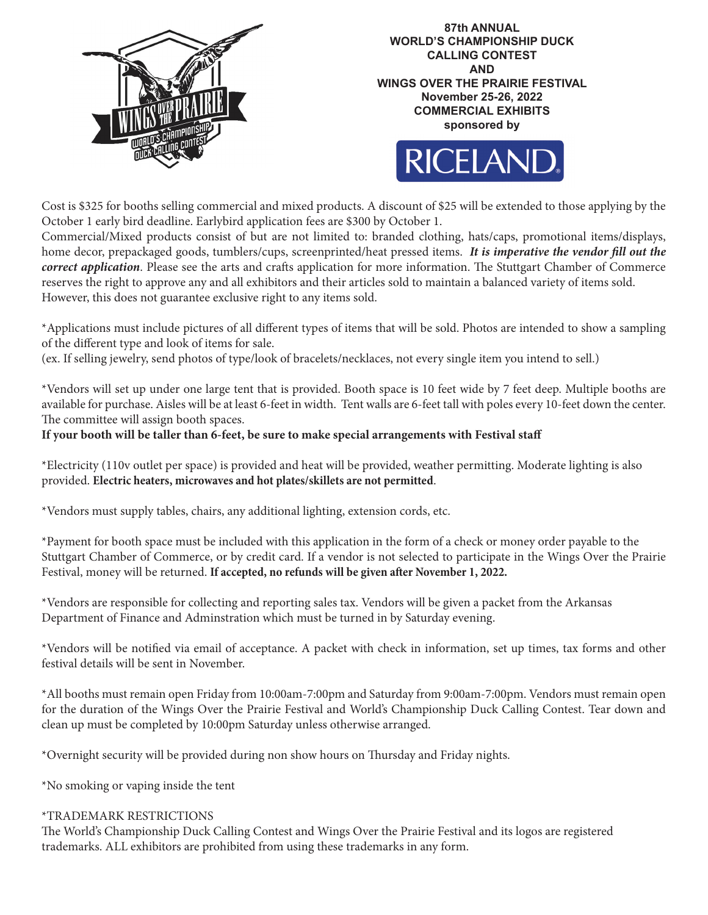**87th ANNUAL**
**WORLD'S CHAMPIONSHIP DUCK CALLING CONTEST**
**AND**
**WINGS OVER THE PRAIRIE FESTIVAL**
**November 25-26, 2022**
**COMMERCIAL EXHIBITS**
**sponsored by**

RICELAND

Cost is $325 for booths selling commercial and mixed products. A discount of $25 will be extended to those applying by the October 1 early bird deadline. Earlybird application fees are $300 by October 1.
Commercial/Mixed products consist of but are not limited to: branded clothing, hats/caps, promotional items/displays, home decor, prepackaged goods, tumblers/cups, screenprinted/heat pressed items. ***It is imperative the vendor fill out the correct application***. Please see the arts and crafts application for more information. The Stuttgart Chamber of Commerce reserves the right to approve any and all exhibitors and their articles sold to maintain a balanced variety of items sold. However, this does not guarantee exclusive right to any items sold.

*Applications must include pictures of all different types of items that will be sold. Photos are intended to show a sampling of the different type and look of items for sale.
(ex. If selling jewelry, send photos of type/look of bracelets/necklaces, not every single item you intend to sell.)

*Vendors will set up under one large tent that is provided. Booth space is 10 feet wide by 7 feet deep. Multiple booths are available for purchase. Aisles will be at least 6-feet in width. Tent walls are 6-feet tall with poles every 10-feet down the center. The committee will assign booth spaces.
**If your booth will be taller than 6-feet, be sure to make special arrangements with Festival staff**

*Electricity (110v outlet per space) is provided and heat will be provided, weather permitting. Moderate lighting is also provided. **Electric heaters, microwaves and hot plates/skillets are not permitted**.

*Vendors must supply tables, chairs, any additional lighting, extension cords, etc.

*Payment for booth space must be included with this application in the form of a check or money order payable to the Stuttgart Chamber of Commerce, or by credit card. If a vendor is not selected to participate in the Wings Over the Prairie Festival, money will be returned. **If accepted, no refunds will be given after November 1, 2022.**

*Vendors are responsible for collecting and reporting sales tax. Vendors will be given a packet from the Arkansas Department of Finance and Adminstration which must be turned in by Saturday evening.

*Vendors will be notified via email of acceptance. A packet with check in information, set up times, tax forms and other festival details will be sent in November.

*All booths must remain open Friday from 10:00am-7:00pm and Saturday from 9:00am-7:00pm. Vendors must remain open for the duration of the Wings Over the Prairie Festival and World's Championship Duck Calling Contest. Tear down and clean up must be completed by 10:00pm Saturday unless otherwise arranged.

*Overnight security will be provided during non show hours on Thursday and Friday nights.

*No smoking or vaping inside the tent

*TRADEMARK RESTRICTIONS
The World's Championship Duck Calling Contest and Wings Over the Prairie Festival and its logos are registered trademarks. ALL exhibitors are prohibited from using these trademarks in any form.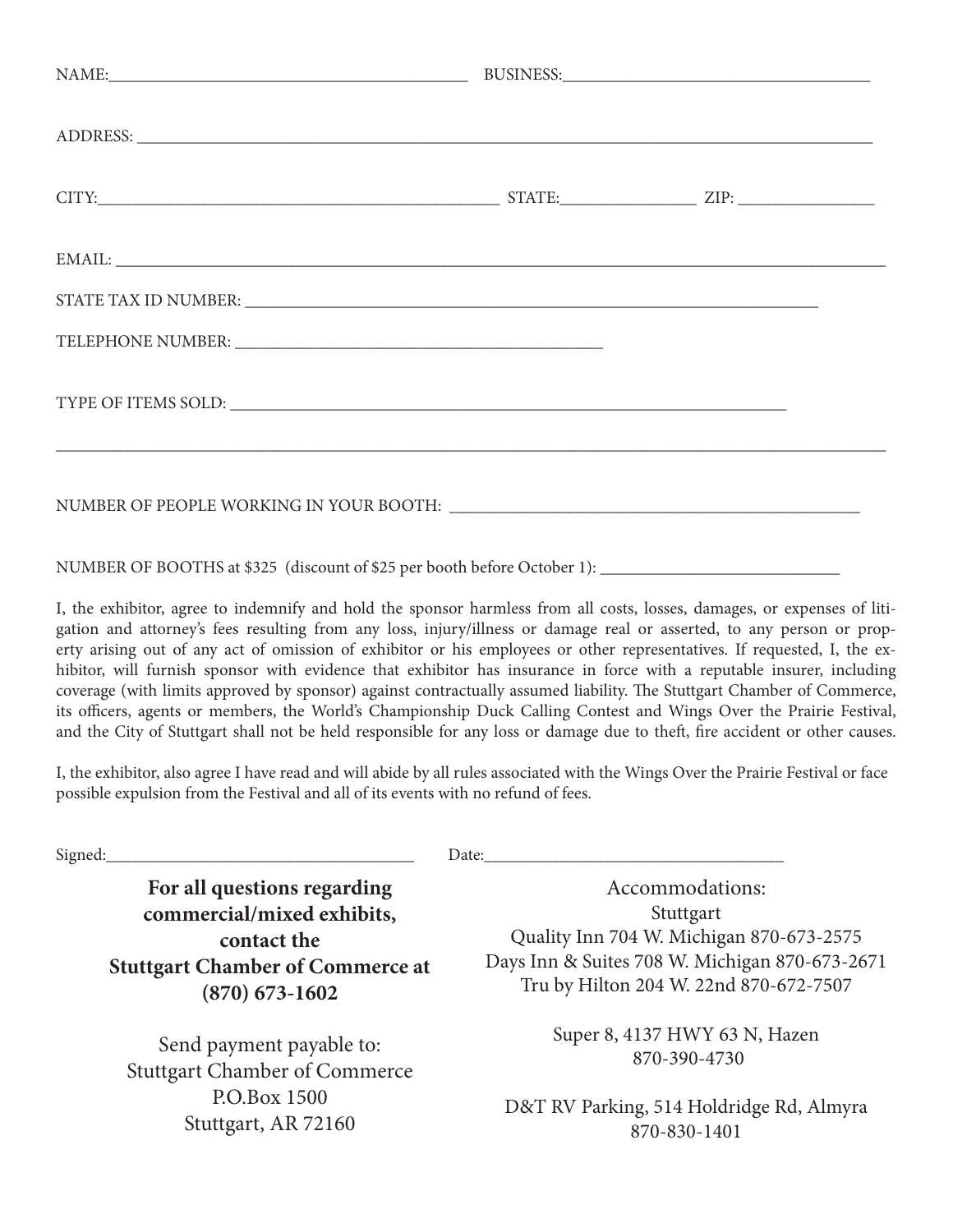NAME:___________________________________________ BUSINESS:_____________________________________

ADDRESS: ________________________________________________________________________________________

CITY:_________________________________________________ STATE:________________ ZIP: ________________

EMAIL: __________________________________________________________________________________________

STATE TAX ID NUMBER: ___________________________________________________________________

TELEPHONE NUMBER: _____________________________________________

TYPE OF ITEMS SOLD: __________________________________________________________________

_________________________________________________________________________________________________

NUMBER OF PEOPLE WORKING IN YOUR BOOTH: _________________________________________________

NUMBER OF BOOTHS at $325 (discount of $25 per booth before October 1): _____________________________

I, the exhibitor, agree to indemnify and hold the sponsor harmless from all costs, losses, damages, or expenses of litigation and attorney's fees resulting from any loss, injury/illness or damage real or asserted, to any person or property arising out of any act of omission of exhibitor or his employees or other representatives. If requested, I, the exhibitor, will furnish sponsor with evidence that exhibitor has insurance in force with a reputable insurer, including coverage (with limits approved by sponsor) against contractually assumed liability. The Stuttgart Chamber of Commerce, its officers, agents or members, the World's Championship Duck Calling Contest and Wings Over the Prairie Festival, and the City of Stuttgart shall not be held responsible for any loss or damage due to theft, fire accident or other causes.

I, the exhibitor, also agree I have read and will abide by all rules associated with the Wings Over the Prairie Festival or face possible expulsion from the Festival and all of its events with no refund of fees.

Signed:_____________________________________ Date:___________________________________

**For all questions regarding commercial/mixed exhibits, contact the Stuttgart Chamber of Commerce at (870) 673-1602**

Send payment payable to:
Stuttgart Chamber of Commerce
P.O.Box 1500
Stuttgart, AR 72160

Accommodations:
Stuttgart
Quality Inn 704 W. Michigan 870-673-2575
Days Inn & Suites 708 W. Michigan 870-673-2671
Tru by Hilton 204 W. 22nd 870-672-7507

Super 8, 4137 HWY 63 N, Hazen
870-390-4730

D&T RV Parking, 514 Holdridge Rd, Almyra
870-830-1401